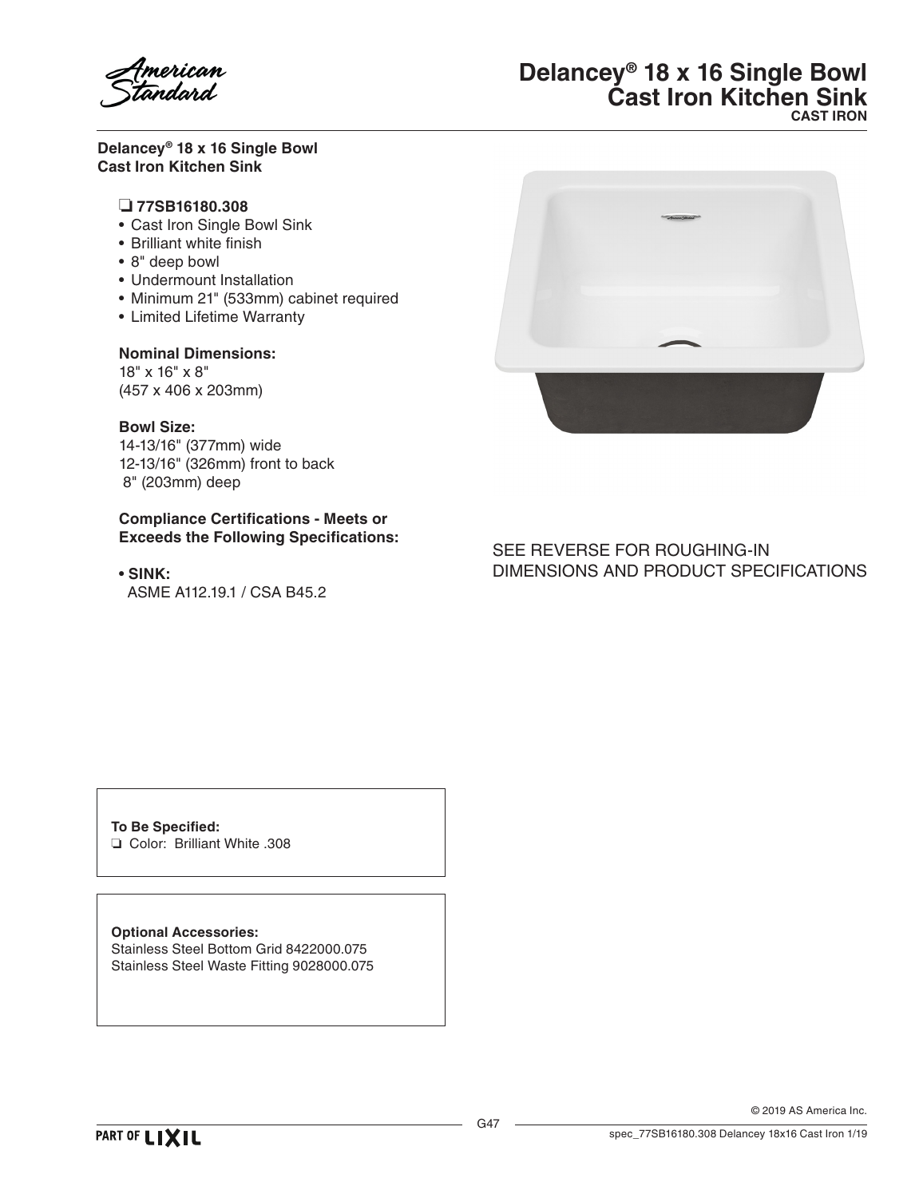# Delancey® 18 x 16 Single Bowl Cast Iron Kitchen Sink

**CAST IRON**

**Delancey® 18 x 16 Single Bowl Cast Iron Kitchen Sink**

❏ **77SB16180.308**

- Cast Iron Single Bowl Sink
- Brilliant white finish
- 8" deep bowl
- Undermount Installation
- Minimum 21" (533mm) cabinet required
- Limited Lifetime Warranty

**Nominal Dimensions:**
18" x 16" x 8"
(457 x 406 x 203mm)

**Bowl Size:**
14-13/16" (377mm) wide
12-13/16" (326mm) front to back
8" (203mm) deep

**Compliance Certifications - Meets or Exceeds the Following Specifications:**

- **SINK:**
  ASME A112.19.1 / CSA B45.2

SEE REVERSE FOR ROUGHING-IN DIMENSIONS AND PRODUCT SPECIFICATIONS

**To Be Specified:**
❏ Color: Brilliant White .308

**Optional Accessories:**
Stainless Steel Bottom Grid 8422000.075
Stainless Steel Waste Fitting 9028000.075

© 2019 AS America Inc.

spec_77SB16180.308 Delancey 18x16 Cast Iron 1/19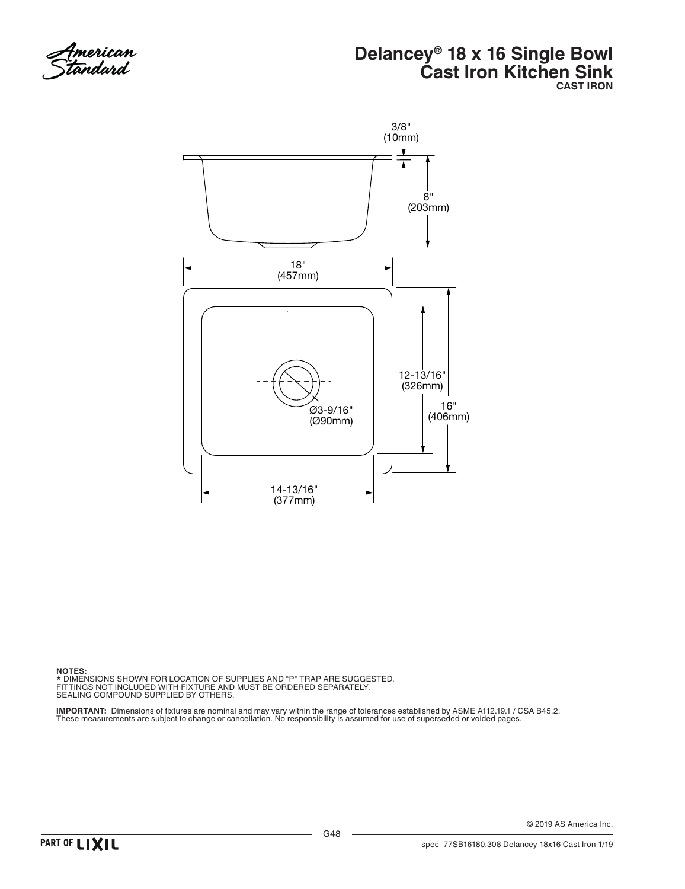# Delancey® 18 x 16 Single Bowl Cast Iron Kitchen Sink

**CAST IRON**

3/8"
(10mm)

8"
(203mm)

18"
(457mm)

12-13/16"
(326mm)

16"
(406mm)

Ø3-9/16"
(Ø90mm)

14-13/16"
(377mm)

**NOTES:**
* DIMENSIONS SHOWN FOR LOCATION OF SUPPLIES AND "P" TRAP ARE SUGGESTED.
FITTINGS NOT INCLUDED WITH FIXTURE AND MUST BE ORDERED SEPARATELY.
SEALING COMPOUND SUPPLIED BY OTHERS.

**IMPORTANT:** Dimensions of fixtures are nominal and may vary within the range of tolerances established by ASME A112.19.1 / CSA B45.2. These measurements are subject to change or cancellation. No responsibility is assumed for use of superseded or voided pages.

© 2019 AS America Inc.

spec_77SB16180.308 Delancey 18x16 Cast Iron 1/19